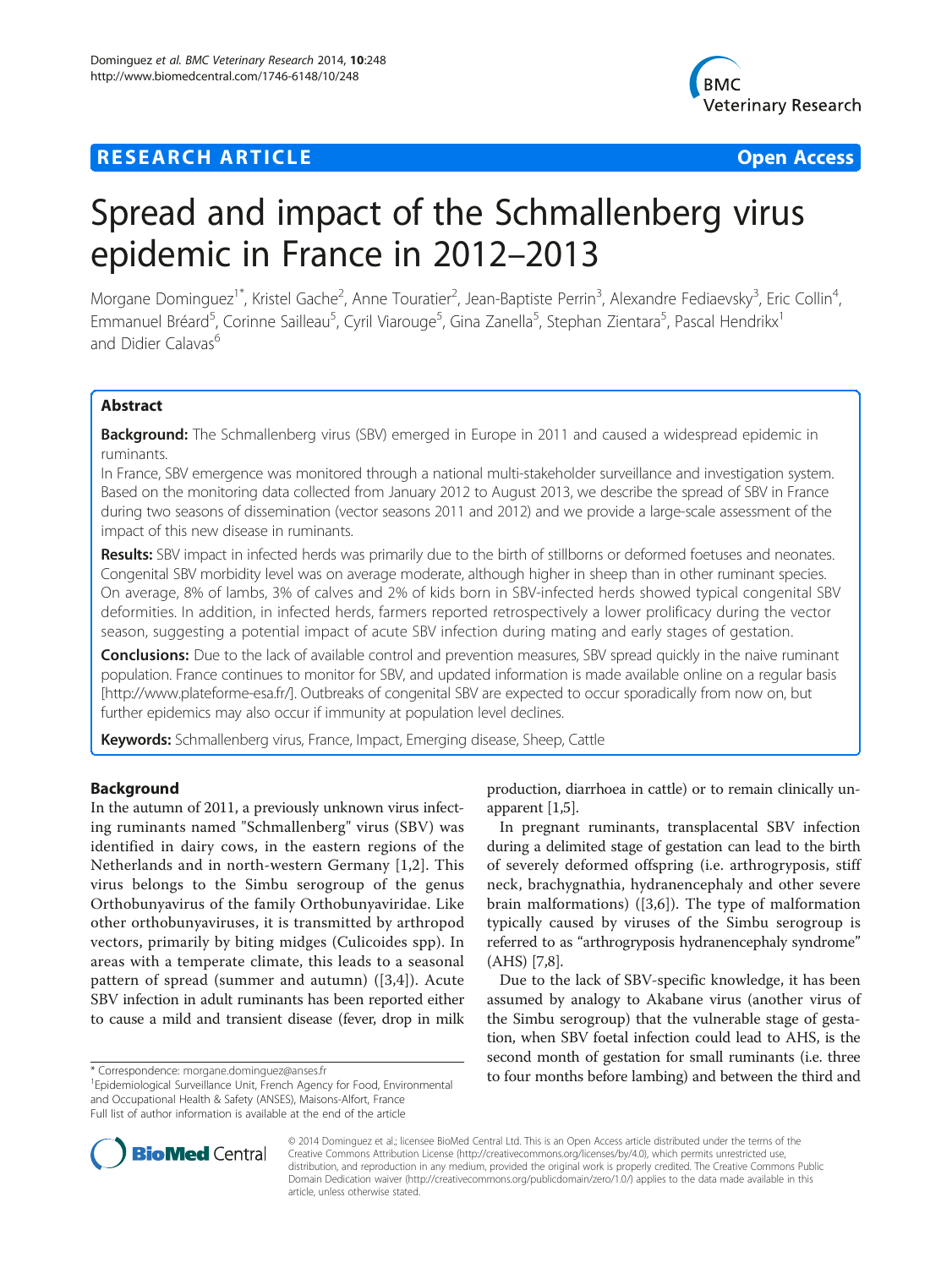**RESEARCH ARTICLE** **Open Access**

# Spread and impact of the Schmallenberg virus epidemic in France in 2012–2013

Morgane Dominguez[1*], Kristel Gache[2], Anne Touratier[2], Jean-Baptiste Perrin[3], Alexandre Fediaevsky[3], Eric Collin[4], Emmanuel Bréard[5], Corinne Sailleau[5], Cyril Viarouge[5], Gina Zanella[5], Stephan Zientara[5], Pascal Hendrikx[1] and Didier Calavas[6]

## Abstract

**Background:** The Schmallenberg virus (SBV) emerged in Europe in 2011 and caused a widespread epidemic in ruminants.

In France, SBV emergence was monitored through a national multi-stakeholder surveillance and investigation system. Based on the monitoring data collected from January 2012 to August 2013, we describe the spread of SBV in France during two seasons of dissemination (vector seasons 2011 and 2012) and we provide a large-scale assessment of the impact of this new disease in ruminants.

**Results:** SBV impact in infected herds was primarily due to the birth of stillborns or deformed foetuses and neonates. Congenital SBV morbidity level was on average moderate, although higher in sheep than in other ruminant species. On average, 8% of lambs, 3% of calves and 2% of kids born in SBV-infected herds showed typical congenital SBV deformities. In addition, in infected herds, farmers reported retrospectively a lower prolificacy during the vector season, suggesting a potential impact of acute SBV infection during mating and early stages of gestation.

**Conclusions:** Due to the lack of available control and prevention measures, SBV spread quickly in the naive ruminant population. France continues to monitor for SBV, and updated information is made available online on a regular basis [http://www.plateforme-esa.fr/]. Outbreaks of congenital SBV are expected to occur sporadically from now on, but further epidemics may also occur if immunity at population level declines.

**Keywords:** Schmallenberg virus, France, Impact, Emerging disease, Sheep, Cattle

## Background

In the autumn of 2011, a previously unknown virus infecting ruminants named "Schmallenberg" virus (SBV) was identified in dairy cows, in the eastern regions of the Netherlands and in north-western Germany [1,2]. This virus belongs to the Simbu serogroup of the genus Orthobunyavirus of the family Orthobunyaviridae. Like other orthobunyaviruses, it is transmitted by arthropod vectors, primarily by biting midges (Culicoides spp). In areas with a temperate climate, this leads to a seasonal pattern of spread (summer and autumn) ([3,4]). Acute SBV infection in adult ruminants has been reported either to cause a mild and transient disease (fever, drop in milk production, diarrhoea in cattle) or to remain clinically unapparent [1,5].

In pregnant ruminants, transplacental SBV infection during a delimited stage of gestation can lead to the birth of severely deformed offspring (i.e. arthrogryposis, stiff neck, brachygnathia, hydranencephaly and other severe brain malformations) ([3,6]). The type of malformation typically caused by viruses of the Simbu serogroup is referred to as "arthrogryposis hydranencephaly syndrome" (AHS) [7,8].

Due to the lack of SBV-specific knowledge, it has been assumed by analogy to Akabane virus (another virus of the Simbu serogroup) that the vulnerable stage of gestation, when SBV foetal infection could lead to AHS, is the second month of gestation for small ruminants (i.e. three to four months before lambing) and between the third and

\* Correspondence: morgane.dominguez@anses.fr
[1]Epidemiological Surveillance Unit, French Agency for Food, Environmental and Occupational Health & Safety (ANSES), Maisons-Alfort, France
Full list of author information is available at the end of the article

© 2014 Dominguez et al.; licensee BioMed Central Ltd. This is an Open Access article distributed under the terms of the Creative Commons Attribution License (http://creativecommons.org/licenses/by/4.0), which permits unrestricted use, distribution, and reproduction in any medium, provided the original work is properly credited. The Creative Commons Public Domain Dedication waiver (http://creativecommons.org/publicdomain/zero/1.0/) applies to the data made available in this article, unless otherwise stated.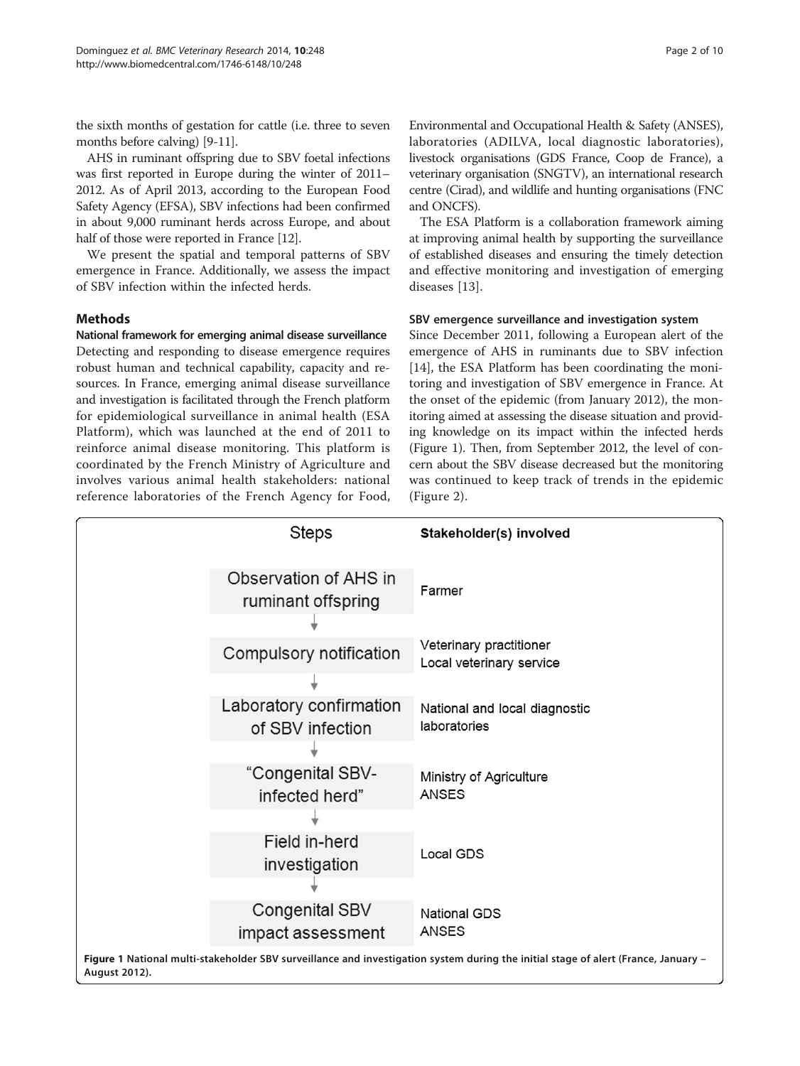the sixth months of gestation for cattle (i.e. three to seven months before calving) [9-11].

AHS in ruminant offspring due to SBV foetal infections was first reported in Europe during the winter of 2011–2012. As of April 2013, according to the European Food Safety Agency (EFSA), SBV infections had been confirmed in about 9,000 ruminant herds across Europe, and about half of those were reported in France [12].

We present the spatial and temporal patterns of SBV emergence in France. Additionally, we assess the impact of SBV infection within the infected herds.

## Methods

### National framework for emerging animal disease surveillance

Detecting and responding to disease emergence requires robust human and technical capability, capacity and resources. In France, emerging animal disease surveillance and investigation is facilitated through the French platform for epidemiological surveillance in animal health (ESA Platform), which was launched at the end of 2011 to reinforce animal disease monitoring. This platform is coordinated by the French Ministry of Agriculture and involves various animal health stakeholders: national reference laboratories of the French Agency for Food, Environmental and Occupational Health & Safety (ANSES), laboratories (ADILVA, local diagnostic laboratories), livestock organisations (GDS France, Coop de France), a veterinary organisation (SNGTV), an international research centre (Cirad), and wildlife and hunting organisations (FNC and ONCFS).

The ESA Platform is a collaboration framework aiming at improving animal health by supporting the surveillance of established diseases and ensuring the timely detection and effective monitoring and investigation of emerging diseases [13].

### SBV emergence surveillance and investigation system

Since December 2011, following a European alert of the emergence of AHS in ruminants due to SBV infection [14], the ESA Platform has been coordinating the monitoring and investigation of SBV emergence in France. At the onset of the epidemic (from January 2012), the monitoring aimed at assessing the disease situation and providing knowledge on its impact within the infected herds (Figure 1). Then, from September 2012, the level of concern about the SBV disease decreased but the monitoring was continued to keep track of trends in the epidemic (Figure 2).

| Steps | Stakeholder(s) involved |
| --- | --- |
| Observation of AHS in ruminant offspring | Farmer |
| Compulsory notification | Veterinary practitioner<br>Local veterinary service |
| Laboratory confirmation of SBV infection | National and local diagnostic laboratories |
| "Congenital SBV-infected herd" | Ministry of Agriculture<br>ANSES |
| Field in-herd investigation | Local GDS |
| Congenital SBV impact assessment | National GDS<br>ANSES |

**Figure 1 National multi-stakeholder SBV surveillance and investigation system during the initial stage of alert (France, January – August 2012).**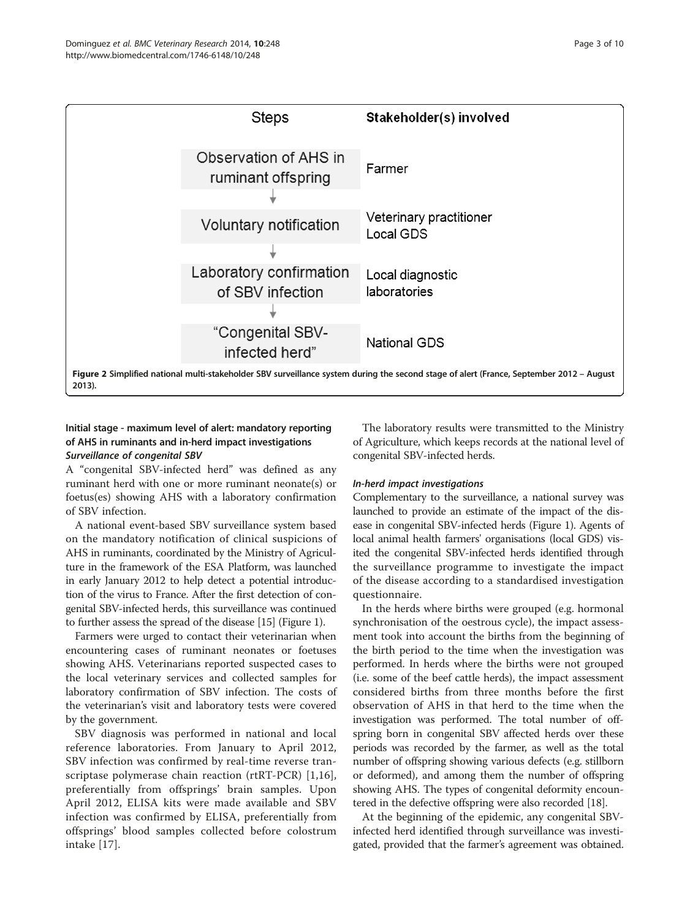| Steps | Stakeholder(s) involved |
| --- | --- |
| Observation of AHS in ruminant offspring | Farmer |
| ↓ | |
| Voluntary notification | Veterinary practitioner<br>Local GDS |
| ↓ | |
| Laboratory confirmation of SBV infection | Local diagnostic laboratories |
| ↓ | |
| "Congenital SBV-infected herd" | National GDS |

**Figure 2** Simplified national multi-stakeholder SBV surveillance system during the second stage of alert (France, September 2012 – August 2013).

### Initial stage - maximum level of alert: mandatory reporting of AHS in ruminants and in-herd impact investigations

#### *Surveillance of congenital SBV*

A "congenital SBV-infected herd" was defined as any ruminant herd with one or more ruminant neonate(s) or foetus(es) showing AHS with a laboratory confirmation of SBV infection.

A national event-based SBV surveillance system based on the mandatory notification of clinical suspicions of AHS in ruminants, coordinated by the Ministry of Agriculture in the framework of the ESA Platform, was launched in early January 2012 to help detect a potential introduction of the virus to France. After the first detection of congenital SBV-infected herds, this surveillance was continued to further assess the spread of the disease [15] (Figure 1).

Farmers were urged to contact their veterinarian when encountering cases of ruminant neonates or foetuses showing AHS. Veterinarians reported suspected cases to the local veterinary services and collected samples for laboratory confirmation of SBV infection. The costs of the veterinarian's visit and laboratory tests were covered by the government.

SBV diagnosis was performed in national and local reference laboratories. From January to April 2012, SBV infection was confirmed by real-time reverse transcriptase polymerase chain reaction (rtRT-PCR) [1,16], preferentially from offsprings' brain samples. Upon April 2012, ELISA kits were made available and SBV infection was confirmed by ELISA, preferentially from offsprings' blood samples collected before colostrum intake [17].

The laboratory results were transmitted to the Ministry of Agriculture, which keeps records at the national level of congenital SBV-infected herds.

#### *In-herd impact investigations*

Complementary to the surveillance, a national survey was launched to provide an estimate of the impact of the disease in congenital SBV-infected herds (Figure 1). Agents of local animal health farmers' organisations (local GDS) visited the congenital SBV-infected herds identified through the surveillance programme to investigate the impact of the disease according to a standardised investigation questionnaire.

In the herds where births were grouped (e.g. hormonal synchronisation of the oestrous cycle), the impact assessment took into account the births from the beginning of the birth period to the time when the investigation was performed. In herds where the births were not grouped (i.e. some of the beef cattle herds), the impact assessment considered births from three months before the first observation of AHS in that herd to the time when the investigation was performed. The total number of offspring born in congenital SBV affected herds over these periods was recorded by the farmer, as well as the total number of offspring showing various defects (e.g. stillborn or deformed), and among them the number of offspring showing AHS. The types of congenital deformity encountered in the defective offspring were also recorded [18].

At the beginning of the epidemic, any congenital SBV-infected herd identified through surveillance was investigated, provided that the farmer's agreement was obtained.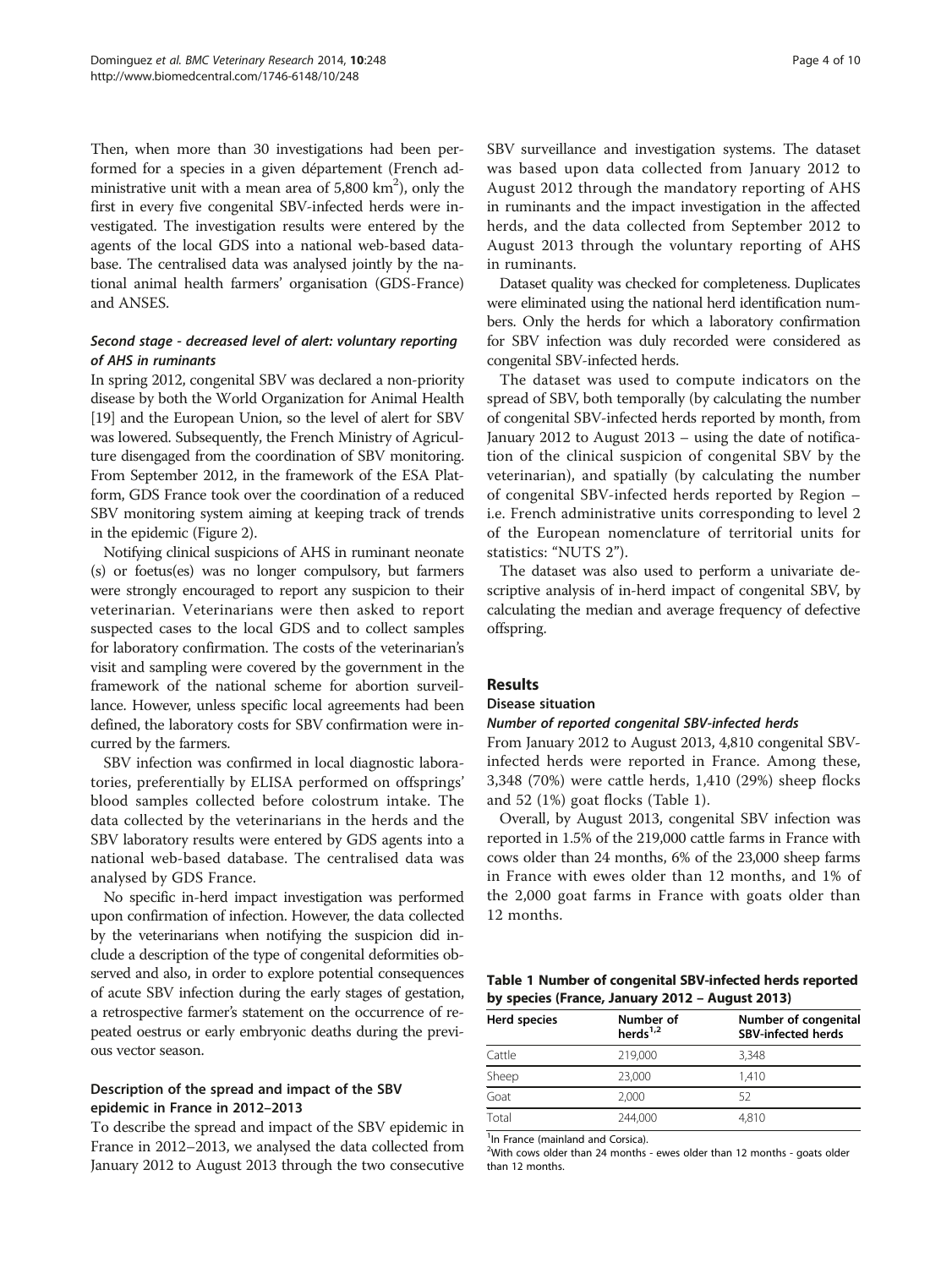Then, when more than 30 investigations had been performed for a species in a given département (French administrative unit with a mean area of 5,800 $km^2$), only the first in every five congenital SBV-infected herds were investigated. The investigation results were entered by the agents of the local GDS into a national web-based database. The centralised data was analysed jointly by the national animal health farmers' organisation (GDS-France) and ANSES.

#### *Second stage - decreased level of alert: voluntary reporting of AHS in ruminants*

In spring 2012, congenital SBV was declared a non-priority disease by both the World Organization for Animal Health [19] and the European Union, so the level of alert for SBV was lowered. Subsequently, the French Ministry of Agriculture disengaged from the coordination of SBV monitoring. From September 2012, in the framework of the ESA Platform, GDS France took over the coordination of a reduced SBV monitoring system aiming at keeping track of trends in the epidemic (Figure 2).

Notifying clinical suspicions of AHS in ruminant neonate (s) or foetus(es) was no longer compulsory, but farmers were strongly encouraged to report any suspicion to their veterinarian. Veterinarians were then asked to report suspected cases to the local GDS and to collect samples for laboratory confirmation. The costs of the veterinarian's visit and sampling were covered by the government in the framework of the national scheme for abortion surveillance. However, unless specific local agreements had been defined, the laboratory costs for SBV confirmation were incurred by the farmers.

SBV infection was confirmed in local diagnostic laboratories, preferentially by ELISA performed on offsprings' blood samples collected before colostrum intake. The data collected by the veterinarians in the herds and the SBV laboratory results were entered by GDS agents into a national web-based database. The centralised data was analysed by GDS France.

No specific in-herd impact investigation was performed upon confirmation of infection. However, the data collected by the veterinarians when notifying the suspicion did include a description of the type of congenital deformities observed and also, in order to explore potential consequences of acute SBV infection during the early stages of gestation, a retrospective farmer's statement on the occurrence of repeated oestrus or early embryonic deaths during the previous vector season.

### Description of the spread and impact of the SBV epidemic in France in 2012–2013

To describe the spread and impact of the SBV epidemic in France in 2012–2013, we analysed the data collected from January 2012 to August 2013 through the two consecutive SBV surveillance and investigation systems. The dataset was based upon data collected from January 2012 to August 2012 through the mandatory reporting of AHS in ruminants and the impact investigation in the affected herds, and the data collected from September 2012 to August 2013 through the voluntary reporting of AHS in ruminants.

Dataset quality was checked for completeness. Duplicates were eliminated using the national herd identification numbers. Only the herds for which a laboratory confirmation for SBV infection was duly recorded were considered as congenital SBV-infected herds.

The dataset was used to compute indicators on the spread of SBV, both temporally (by calculating the number of congenital SBV-infected herds reported by month, from January 2012 to August 2013 – using the date of notification of the clinical suspicion of congenital SBV by the veterinarian), and spatially (by calculating the number of congenital SBV-infected herds reported by Region – i.e. French administrative units corresponding to level 2 of the European nomenclature of territorial units for statistics: "NUTS 2").

The dataset was also used to perform a univariate descriptive analysis of in-herd impact of congenital SBV, by calculating the median and average frequency of defective offspring.

## Results

### Disease situation

#### *Number of reported congenital SBV-infected herds*

From January 2012 to August 2013, 4,810 congenital SBV-infected herds were reported in France. Among these, 3,348 (70%) were cattle herds, 1,410 (29%) sheep flocks and 52 (1%) goat flocks (Table 1).

Overall, by August 2013, congenital SBV infection was reported in 1.5% of the 219,000 cattle farms in France with cows older than 24 months, 6% of the 23,000 sheep farms in France with ewes older than 12 months, and 1% of the 2,000 goat farms in France with goats older than 12 months.

**Table 1 Number of congenital SBV-infected herds reported by species (France, January 2012 – August 2013)**

| Herd species | Number of herds[1,2] | Number of congenital SBV-infected herds |
|---|---|---|
| Cattle | 219,000 | 3,348 |
| Sheep | 23,000 | 1,410 |
| Goat | 2,000 | 52 |
| Total | 244,000 | 4,810 |

[1]In France (mainland and Corsica).
[2]With cows older than 24 months - ewes older than 12 months - goats older than 12 months.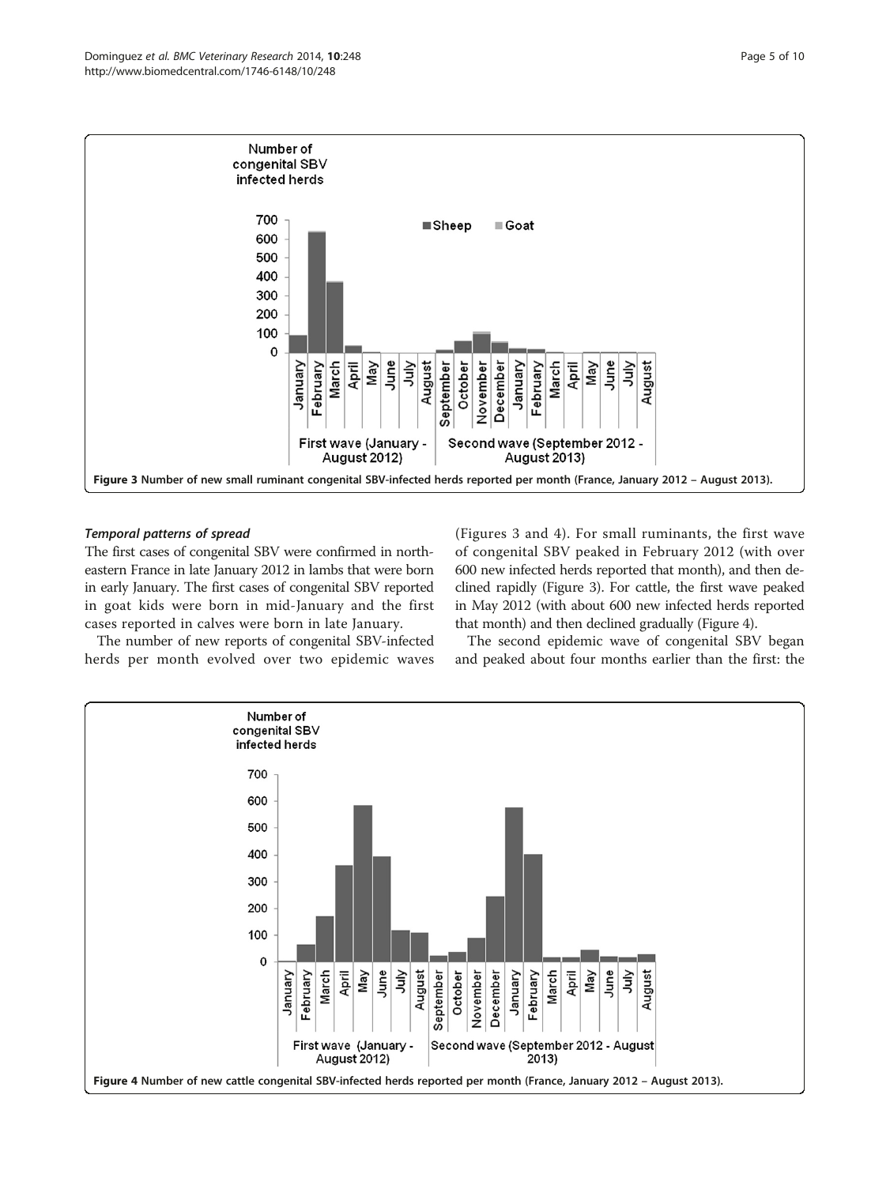Figure 3 Number of new small ruminant congenital SBV-infected herds reported per month (France, January 2012 – August 2013).

### *Temporal patterns of spread*

The first cases of congenital SBV were confirmed in north-eastern France in late January 2012 in lambs that were born in early January. The first cases of congenital SBV reported in goat kids were born in mid-January and the first cases reported in calves were born in late January.

The number of new reports of congenital SBV-infected herds per month evolved over two epidemic waves (Figures 3 and 4). For small ruminants, the first wave of congenital SBV peaked in February 2012 (with over 600 new infected herds reported that month), and then declined rapidly (Figure 3). For cattle, the first wave peaked in May 2012 (with about 600 new infected herds reported that month) and then declined gradually (Figure 4).

The second epidemic wave of congenital SBV began and peaked about four months earlier than the first: the

Figure 4 Number of new cattle congenital SBV-infected herds reported per month (France, January 2012 – August 2013).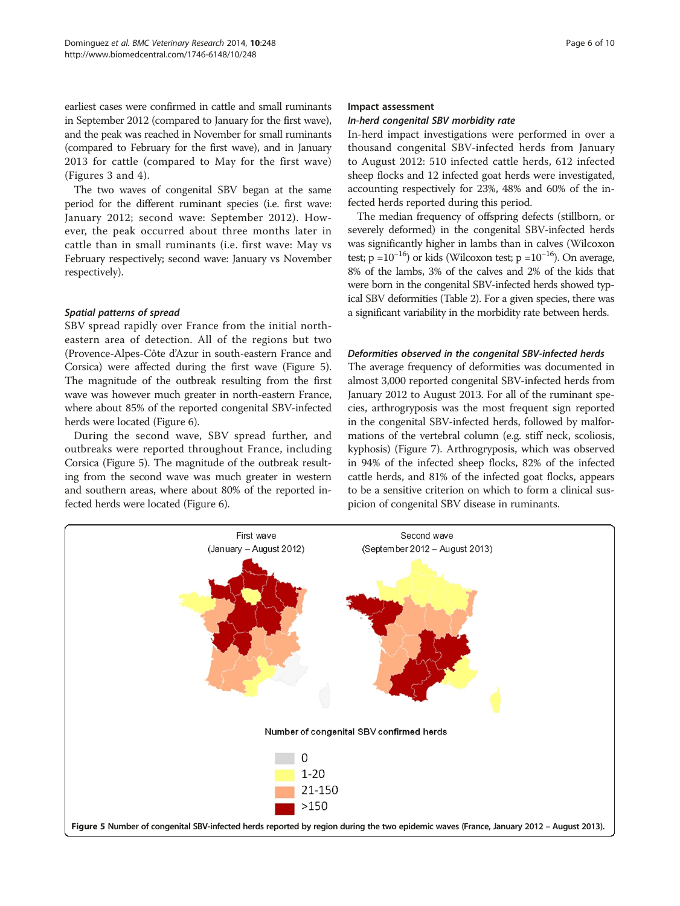earliest cases were confirmed in cattle and small ruminants in September 2012 (compared to January for the first wave), and the peak was reached in November for small ruminants (compared to February for the first wave), and in January 2013 for cattle (compared to May for the first wave) (Figures 3 and 4).

The two waves of congenital SBV began at the same period for the different ruminant species (i.e. first wave: January 2012; second wave: September 2012). However, the peak occurred about three months later in cattle than in small ruminants (i.e. first wave: May vs February respectively; second wave: January vs November respectively).

#### *Spatial patterns of spread*

SBV spread rapidly over France from the initial north-eastern area of detection. All of the regions but two (Provence-Alpes-Côte d'Azur in south-eastern France and Corsica) were affected during the first wave (Figure 5). The magnitude of the outbreak resulting from the first wave was however much greater in north-eastern France, where about 85% of the reported congenital SBV-infected herds were located (Figure 6).

During the second wave, SBV spread further, and outbreaks were reported throughout France, including Corsica (Figure 5). The magnitude of the outbreak resulting from the second wave was much greater in western and southern areas, where about 80% of the reported infected herds were located (Figure 6).

### Impact assessment

#### *In-herd congenital SBV morbidity rate*

In-herd impact investigations were performed in over a thousand congenital SBV-infected herds from January to August 2012: 510 infected cattle herds, 612 infected sheep flocks and 12 infected goat herds were investigated, accounting respectively for 23%, 48% and 60% of the infected herds reported during this period.

The median frequency of offspring defects (stillborn, or severely deformed) in the congenital SBV-infected herds was significantly higher in lambs than in calves (Wilcoxon test; $p = 10^{-16}$) or kids (Wilcoxon test; $p = 10^{-16}$). On average, 8% of the lambs, 3% of the calves and 2% of the kids that were born in the congenital SBV-infected herds showed typical SBV deformities (Table 2). For a given species, there was a significant variability in the morbidity rate between herds.

#### *Deformities observed in the congenital SBV-infected herds*

The average frequency of deformities was documented in almost 3,000 reported congenital SBV-infected herds from January 2012 to August 2013. For all of the ruminant species, arthrogryposis was the most frequent sign reported in the congenital SBV-infected herds, followed by malformations of the vertebral column (e.g. stiff neck, scoliosis, kyphosis) (Figure 7). Arthrogryposis, which was observed in 94% of the infected sheep flocks, 82% of the infected cattle herds, and 81% of the infected goat flocks, appears to be a sensitive criterion on which to form a clinical suspicion of congenital SBV disease in ruminants.

**Figure 5** Number of congenital SBV-infected herds reported by region during the two epidemic waves (France, January 2012 – August 2013).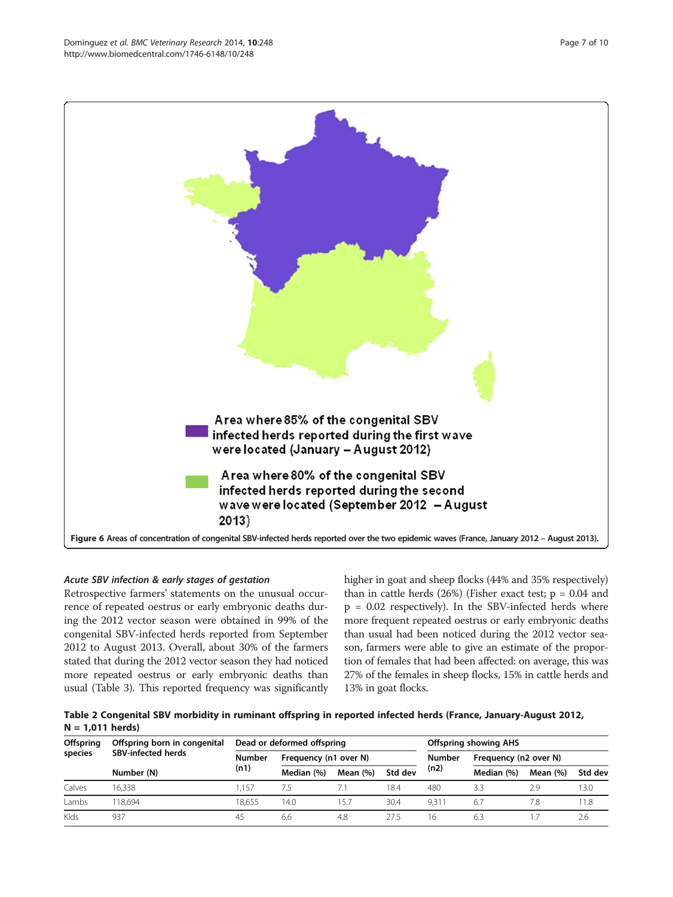Area where 85% of the congenital SBV infected herds reported during the first wave were located (January – August 2012)

Area where 80% of the congenital SBV infected herds reported during the second wave were located (September 2012 – August 2013)

**Figure 6** Areas of concentration of congenital SBV-infected herds reported over the two epidemic waves (France, January 2012 – August 2013).

### *Acute SBV infection & early stages of gestation*

Retrospective farmers' statements on the unusual occurrence of repeated oestrus or early embryonic deaths during the 2012 vector season were obtained in 99% of the congenital SBV-infected herds reported from September 2012 to August 2013. Overall, about 30% of the farmers stated that during the 2012 vector season they had noticed more repeated oestrus or early embryonic deaths than usual (Table 3). This reported frequency was significantly higher in goat and sheep flocks (44% and 35% respectively) than in cattle herds (26%) (Fisher exact test; $p = 0.04$ and $p = 0.02$ respectively). In the SBV-infected herds where more frequent repeated oestrus or early embryonic deaths than usual had been noticed during the 2012 vector season, farmers were able to give an estimate of the proportion of females that had been affected: on average, this was 27% of the females in sheep flocks, 15% in cattle herds and 13% in goat flocks.

**Table 2 Congenital SBV morbidity in ruminant offspring in reported infected herds (France, January-August 2012, N = 1,011 herds)**

| Offspring species | Offspring born in congenital SBV-infected herds | Dead or deformed offspring | | | | Offspring showing AHS | | | |
|---|---|---|---|---|---|---|---|---|---|
| | | Number (n1) | Frequency (n1 over N) | | | Number (n2) | Frequency (n2 over N) | | |
| | Number (N) | | Median (%) | Mean (%) | Std dev | | Median (%) | Mean (%) | Std dev |
| Calves | 16,338 | 1,157 | 7.5 | 7.1 | 18.4 | 480 | 3.3 | 2.9 | 13.0 |
| Lambs | 118,694 | 18,655 | 14.0 | 15.7 | 30.4 | 9,311 | 6.7 | 7.8 | 11.8 |
| Kids | 937 | 45 | 6.6 | 4.8 | 27.5 | 16 | 6.3 | 1.7 | 2.6 |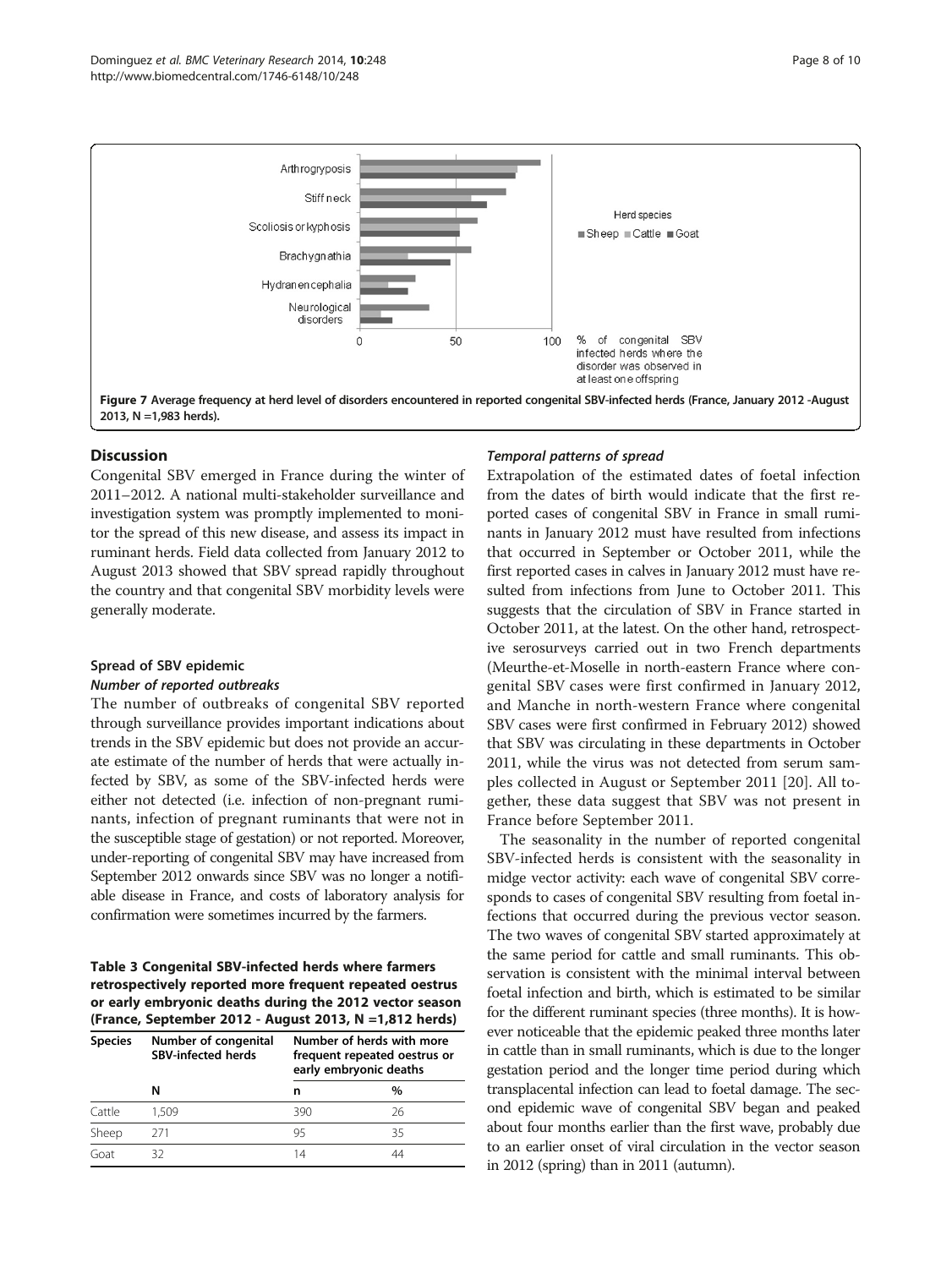Figure 7 Average frequency at herd level of disorders encountered in reported congenital SBV-infected herds (France, January 2012 -August 2013, N =1,983 herds).

## Discussion

Congenital SBV emerged in France during the winter of 2011–2012. A national multi-stakeholder surveillance and investigation system was promptly implemented to monitor the spread of this new disease, and assess its impact in ruminant herds. Field data collected from January 2012 to August 2013 showed that SBV spread rapidly throughout the country and that congenital SBV morbidity levels were generally moderate.

### Spread of SBV epidemic

#### *Number of reported outbreaks*

The number of outbreaks of congenital SBV reported through surveillance provides important indications about trends in the SBV epidemic but does not provide an accurate estimate of the number of herds that were actually infected by SBV, as some of the SBV-infected herds were either not detected (i.e. infection of non-pregnant ruminants, infection of pregnant ruminants that were not in the susceptible stage of gestation) or not reported. Moreover, under-reporting of congenital SBV may have increased from September 2012 onwards since SBV was no longer a notifiable disease in France, and costs of laboratory analysis for confirmation were sometimes incurred by the farmers.

**Table 3 Congenital SBV-infected herds where farmers retrospectively reported more frequent repeated oestrus or early embryonic deaths during the 2012 vector season (France, September 2012 - August 2013, N =1,812 herds)**

| Species | Number of congenital SBV-infected herds | Number of herds with more frequent repeated oestrus or early embryonic deaths | |
|---|---|---|---|
| | N | n | % |
| Cattle | 1,509 | 390 | 26 |
| Sheep | 271 | 95 | 35 |
| Goat | 32 | 14 | 44 |

#### *Temporal patterns of spread*

Extrapolation of the estimated dates of foetal infection from the dates of birth would indicate that the first reported cases of congenital SBV in France in small ruminants in January 2012 must have resulted from infections that occurred in September or October 2011, while the first reported cases in calves in January 2012 must have resulted from infections from June to October 2011. This suggests that the circulation of SBV in France started in October 2011, at the latest. On the other hand, retrospective serosurveys carried out in two French departments (Meurthe-et-Moselle in north-eastern France where congenital SBV cases were first confirmed in January 2012, and Manche in north-western France where congenital SBV cases were first confirmed in February 2012) showed that SBV was circulating in these departments in October 2011, while the virus was not detected from serum samples collected in August or September 2011 [20]. All together, these data suggest that SBV was not present in France before September 2011.

The seasonality in the number of reported congenital SBV-infected herds is consistent with the seasonality in midge vector activity: each wave of congenital SBV corresponds to cases of congenital SBV resulting from foetal infections that occurred during the previous vector season. The two waves of congenital SBV started approximately at the same period for cattle and small ruminants. This observation is consistent with the minimal interval between foetal infection and birth, which is estimated to be similar for the different ruminant species (three months). It is however noticeable that the epidemic peaked three months later in cattle than in small ruminants, which is due to the longer gestation period and the longer time period during which transplacental infection can lead to foetal damage. The second epidemic wave of congenital SBV began and peaked about four months earlier than the first wave, probably due to an earlier onset of viral circulation in the vector season in 2012 (spring) than in 2011 (autumn).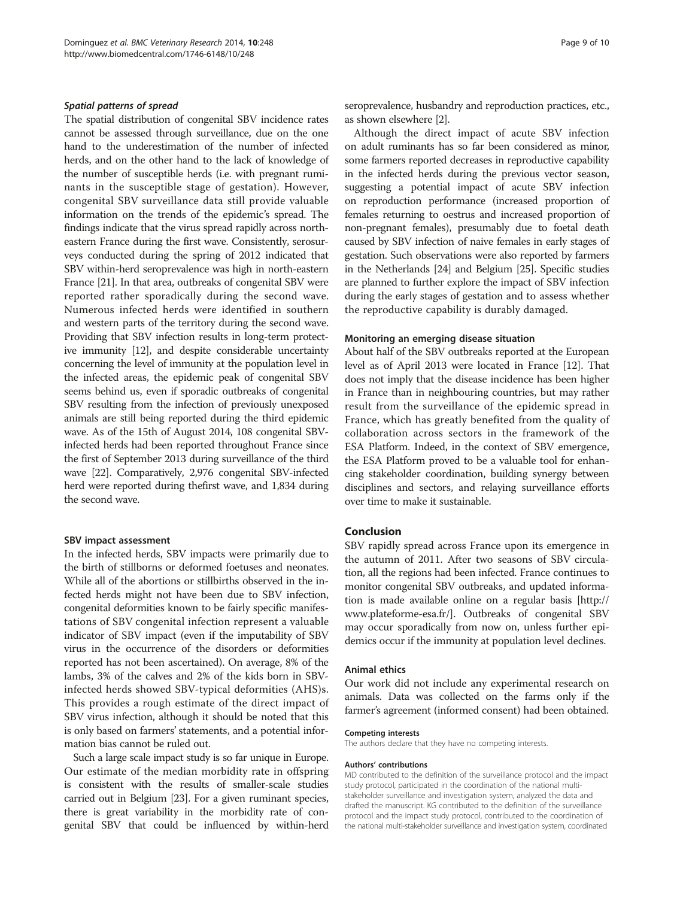#### *Spatial patterns of spread*

The spatial distribution of congenital SBV incidence rates cannot be assessed through surveillance, due on the one hand to the underestimation of the number of infected herds, and on the other hand to the lack of knowledge of the number of susceptible herds (i.e. with pregnant ruminants in the susceptible stage of gestation). However, congenital SBV surveillance data still provide valuable information on the trends of the epidemic's spread. The findings indicate that the virus spread rapidly across north-eastern France during the first wave. Consistently, serosurveys conducted during the spring of 2012 indicated that SBV within-herd seroprevalence was high in north-eastern France [21]. In that area, outbreaks of congenital SBV were reported rather sporadically during the second wave. Numerous infected herds were identified in southern and western parts of the territory during the second wave. Providing that SBV infection results in long-term protective immunity [12], and despite considerable uncertainty concerning the level of immunity at the population level in the infected areas, the epidemic peak of congenital SBV seems behind us, even if sporadic outbreaks of congenital SBV resulting from the infection of previously unexposed animals are still being reported during the third epidemic wave. As of the 15th of August 2014, 108 congenital SBV-infected herds had been reported throughout France since the first of September 2013 during surveillance of the third wave [22]. Comparatively, 2,976 congenital SBV-infected herd were reported during thefirst wave, and 1,834 during the second wave.

### SBV impact assessment

In the infected herds, SBV impacts were primarily due to the birth of stillborns or deformed foetuses and neonates. While all of the abortions or stillbirths observed in the infected herds might not have been due to SBV infection, congenital deformities known to be fairly specific manifestations of SBV congenital infection represent a valuable indicator of SBV impact (even if the imputability of SBV virus in the occurrence of the disorders or deformities reported has not been ascertained). On average, 8% of the lambs, 3% of the calves and 2% of the kids born in SBV-infected herds showed SBV-typical deformities (AHS)s. This provides a rough estimate of the direct impact of SBV virus infection, although it should be noted that this is only based on farmers' statements, and a potential information bias cannot be ruled out.

Such a large scale impact study is so far unique in Europe. Our estimate of the median morbidity rate in offspring is consistent with the results of smaller-scale studies carried out in Belgium [23]. For a given ruminant species, there is great variability in the morbidity rate of congenital SBV that could be influenced by within-herd seroprevalence, husbandry and reproduction practices, etc., as shown elsewhere [2].

Although the direct impact of acute SBV infection on adult ruminants has so far been considered as minor, some farmers reported decreases in reproductive capability in the infected herds during the previous vector season, suggesting a potential impact of acute SBV infection on reproduction performance (increased proportion of females returning to oestrus and increased proportion of non-pregnant females), presumably due to foetal death caused by SBV infection of naive females in early stages of gestation. Such observations were also reported by farmers in the Netherlands [24] and Belgium [25]. Specific studies are planned to further explore the impact of SBV infection during the early stages of gestation and to assess whether the reproductive capability is durably damaged.

### Monitoring an emerging disease situation

About half of the SBV outbreaks reported at the European level as of April 2013 were located in France [12]. That does not imply that the disease incidence has been higher in France than in neighbouring countries, but may rather result from the surveillance of the epidemic spread in France, which has greatly benefited from the quality of collaboration across sectors in the framework of the ESA Platform. Indeed, in the context of SBV emergence, the ESA Platform proved to be a valuable tool for enhancing stakeholder coordination, building synergy between disciplines and sectors, and relaying surveillance efforts over time to make it sustainable.

## Conclusion

SBV rapidly spread across France upon its emergence in the autumn of 2011. After two seasons of SBV circulation, all the regions had been infected. France continues to monitor congenital SBV outbreaks, and updated information is made available online on a regular basis [http://www.plateforme-esa.fr/]. Outbreaks of congenital SBV may occur sporadically from now on, unless further epidemics occur if the immunity at population level declines.

### Animal ethics

Our work did not include any experimental research on animals. Data was collected on the farms only if the farmer's agreement (informed consent) had been obtained.

#### Competing interests

The authors declare that they have no competing interests.

#### Authors' contributions

MD contributed to the definition of the surveillance protocol and the impact study protocol, participated in the coordination of the national multi-stakeholder surveillance and investigation system, analyzed the data and drafted the manuscript. KG contributed to the definition of the surveillance protocol and the impact study protocol, contributed to the coordination of the national multi-stakeholder surveillance and investigation system, coordinated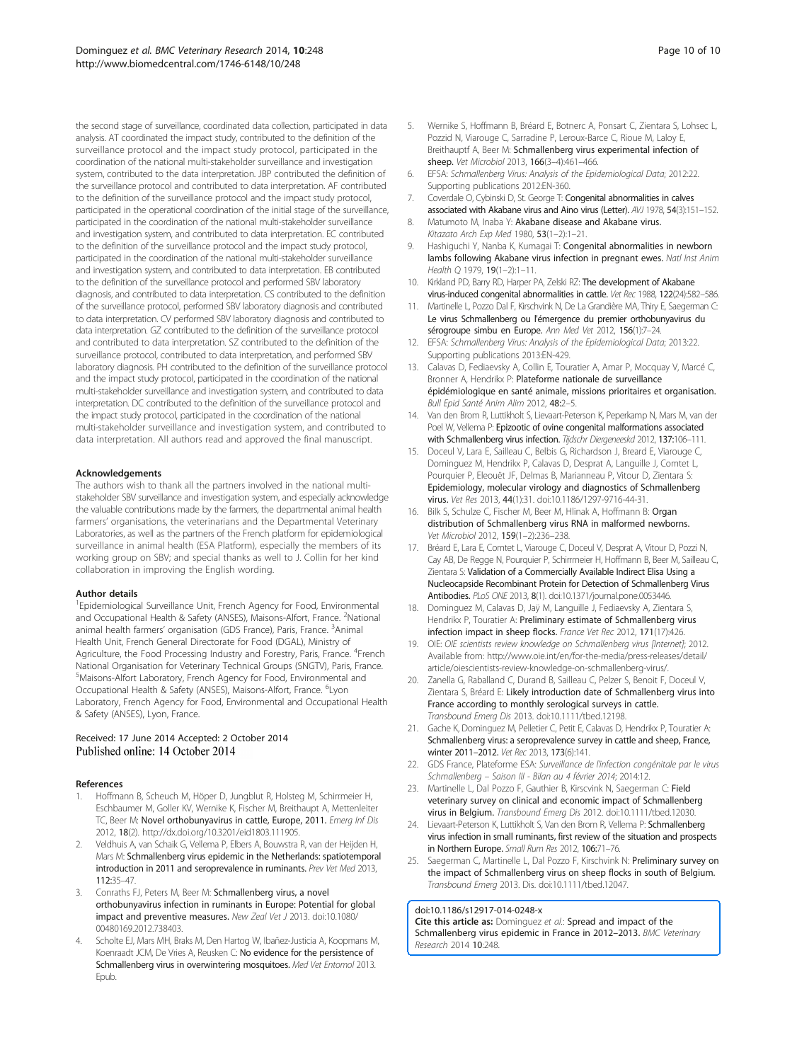the second stage of surveillance, coordinated data collection, participated in data analysis. AT coordinated the impact study, contributed to the definition of the surveillance protocol and the impact study protocol, participated in the coordination of the national multi-stakeholder surveillance and investigation system, contributed to the data interpretation. JBP contributed the definition of the surveillance protocol and contributed to data interpretation. AF contributed to the definition of the surveillance protocol and the impact study protocol, participated in the operational coordination of the initial stage of the surveillance, participated in the coordination of the national multi-stakeholder surveillance and investigation system, and contributed to data interpretation. EC contributed to the definition of the surveillance protocol and the impact study protocol, participated in the coordination of the national multi-stakeholder surveillance and investigation system, and contributed to data interpretation. EB contributed to the definition of the surveillance protocol and performed SBV laboratory diagnosis, and contributed to data interpretation. CS contributed to the definition of the surveillance protocol, performed SBV laboratory diagnosis and contributed to data interpretation. CV performed SBV laboratory diagnosis and contributed to data interpretation. GZ contributed to the definition of the surveillance protocol and contributed to data interpretation. SZ contributed to the definition of the surveillance protocol, contributed to data interpretation, and performed SBV laboratory diagnosis. PH contributed to the definition of the surveillance protocol and the impact study protocol, participated in the coordination of the national multi-stakeholder surveillance and investigation system, and contributed to data interpretation. DC contributed to the definition of the surveillance protocol and the impact study protocol, participated in the coordination of the national multi-stakeholder surveillance and investigation system, and contributed to data interpretation. All authors read and approved the final manuscript.

#### Acknowledgements

The authors wish to thank all the partners involved in the national multi-stakeholder SBV surveillance and investigation system, and especially acknowledge the valuable contributions made by the farmers, the departmental animal health farmers' organisations, the veterinarians and the Departmental Veterinary Laboratories, as well as the partners of the French platform for epidemiological surveillance in animal health (ESA Platform), especially the members of its working group on SBV; and special thanks as well to J. Collin for her kind collaboration in improving the English wording.

#### Author details

[1]Epidemiological Surveillance Unit, French Agency for Food, Environmental and Occupational Health & Safety (ANSES), Maisons-Alfort, France. [2]National animal health farmers' organisation (GDS France), Paris, France. [3]Animal Health Unit, French General Directorate for Food (DGAL), Ministry of Agriculture, the Food Processing Industry and Forestry, Paris, France. [4]French National Organisation for Veterinary Technical Groups (SNGTV), Paris, France. [5]Maisons-Alfort Laboratory, French Agency for Food, Environmental and Occupational Health & Safety (ANSES), Maisons-Alfort, France. [6]Lyon Laboratory, French Agency for Food, Environmental and Occupational Health & Safety (ANSES), Lyon, France.

Received: 17 June 2014 Accepted: 2 October 2014
Published online: 14 October 2014

#### References

1. Hoffmann B, Scheuch M, Höper D, Jungblut R, Holsteg M, Schirrmeier H, Eschbaumer M, Goller KV, Wernike K, Fischer M, Breithaupt A, Mettenleiter TC, Beer M: **Novel orthobunyavirus in cattle, Europe, 2011.** *Emerg Inf Dis* 2012, **18**(2). http://dx.doi.org/10.3201/eid1803.111905.
2. Veldhuis A, van Schaik G, Vellema P, Elbers A, Bouwstra R, van der Heijden H, Mars M: **Schmallenberg virus epidemic in the Netherlands: spatiotemporal introduction in 2011 and seroprevalence in ruminants.** *Prev Vet Med* 2013, **112**:35–47.
3. Conraths FJ, Peters M, Beer M: **Schmallenberg virus, a novel orthobunyavirus infection in ruminants in Europe: Potential for global impact and preventive measures.** *New Zeal Vet J* 2013. doi:10.1080/00480169.2012.738403.
4. Scholte EJ, Mars MH, Braks M, Den Hartog W, Ibañez-Justicia A, Koopmans M, Koenraadt JCM, De Vries A, Reusken C: **No evidence for the persistence of Schmallenberg virus in overwintering mosquitoes.** *Med Vet Entomol* 2013. Epub.
5. Wernike S, Hoffmann B, Bréard E, Botnerc A, Ponsart C, Zientara S, Lohsec L, Pozzid N, Viarouge C, Sarradine P, Leroux-Barce C, Rioue M, Laloy E, Breithauptf A, Beer M: **Schmallenberg virus experimental infection of sheep.** *Vet Microbiol* 2013, **166**(3–4):461–466.
6. EFSA: *Schmallenberg Virus: Analysis of the Epidemiological Data*; 2012:22. Supporting publications 2012:EN-360.
7. Coverdale O, Cybinski D, St. George T: **Congenital abnormalities in calves associated with Akabane virus and Aino virus (Letter).** *AVJ* 1978, **54**(3):151–152.
8. Matumoto M, Inaba Y: **Akabane disease and Akabane virus.** *Kitazato Arch Exp Med* 1980, **53**(1–2):1–21.
9. Hashiguchi Y, Nanba K, Kumagai T: **Congenital abnormalities in newborn lambs following Akabane virus infection in pregnant ewes.** *Natl Inst Anim Health Q* 1979, **19**(1–2):1–11.
10. Kirkland PD, Barry RD, Harper PA, Zelski RZ: **The development of Akabane virus-induced congenital abnormalities in cattle.** *Vet Rec* 1988, **122**(24):582–586.
11. Martinelle L, Pozzo Dal F, Kirschvink N, De La Grandière MA, Thiry E, Saegerman C: **Le virus Schmallenberg ou l'émergence du premier orthobunyavirus du sérogroupe simbu en Europe.** *Ann Med Vet* 2012, **156**(1):7–24.
12. EFSA: *Schmallenberg Virus: Analysis of the Epidemiological Data*; 2013:22. Supporting publications 2013:EN-429.
13. Calavas D, Fediaevsky A, Collin E, Touratier A, Amar P, Mocquay V, Marcé C, Bronner A, Hendrikx P: **Plateforme nationale de surveillance épidémiologique en santé animale, missions prioritaires et organisation.** *Bull Epid Santé Anim Alim* 2012, **48**:2–5.
14. Van den Brom R, Luttikholt S, Lievaart-Peterson K, Peperkamp N, Mars M, van der Poel W, Vellema P: **Epizootic of ovine congenital malformations associated with Schmallenberg virus infection.** *Tijdschr Diergeneeskd* 2012, **137**:106–111.
15. Doceul V, Lara E, Sailleau C, Belbis G, Richardson J, Breard E, Viarouge C, Dominguez M, Hendrikx P, Calavas D, Desprat A, Languille J, Comtet L, Pourquier P, Eleouët JF, Delmas B, Marianneau P, Vitour D, Zientara S: **Epidemiology, molecular virology and diagnostics of Schmallenberg virus.** *Vet Res* 2013, **44**(1):31. doi:10.1186/1297-9716-44-31.
16. Bilk S, Schulze C, Fischer M, Beer M, Hlinak A, Hoffmann B: **Organ distribution of Schmallenberg virus RNA in malformed newborns.** *Vet Microbiol* 2012, **159**(1–2):236–238.
17. Bréard E, Lara E, Comtet L, Viarouge C, Doceul V, Desprat A, Vitour D, Pozzi N, Cay AB, De Regge N, Pourquier P, Schirrmeier H, Hoffmann B, Beer M, Sailleau C, Zientara S: **Validation of a Commercially Available Indirect Elisa Using a Nucleocapside Recombinant Protein for Detection of Schmallenberg Virus Antibodies.** *PLoS ONE* 2013, **8**(1). doi:10.1371/journal.pone.0053446.
18. Dominguez M, Calavas D, Jaÿ M, Languille J, Fediaevsky A, Zientara S, Hendrikx P, Touratier A: **Preliminary estimate of Schmallenberg virus infection impact in sheep flocks.** *France Vet Rec* 2012, **171**(17):426.
19. OIE: *OIE scientists review knowledge on Schmallenberg virus [Internet]*; 2012. Available from: http://www.oie.int/en/for-the-media/press-releases/detail/article/oiescientists-review-knowledge-on-schmallenberg-virus/.
20. Zanella G, Raballand C, Durand B, Sailleau C, Pelzer S, Benoit F, Doceul V, Zientara S, Bréard E: **Likely introduction date of Schmallenberg virus into France according to monthly serological surveys in cattle.** *Transbound Emerg Dis* 2013. doi:10.1111/tbed.12198.
21. Gache K, Dominguez M, Pelletier C, Petit E, Calavas D, Hendrikx P, Touratier A: **Schmallenberg virus: a seroprevalence survey in cattle and sheep, France, winter 2011–2012.** *Vet Rec* 2013, **173**(6):141.
22. GDS France, Plateforme ESA: *Surveillance de l'infection congénitale par le virus Schmallenberg – Saison III - Bilan au 4 février 2014*; 2014:12.
23. Martinelle L, Dal Pozzo F, Gauthier B, Kirscvink N, Saegerman C: **Field veterinary survey on clinical and economic impact of Schmallenberg virus in Belgium.** *Transbound Emerg Dis* 2012. doi:10.1111/tbed.12030.
24. Lievaart-Peterson K, Luttikholt S, Van den Brom R, Vellema P: **Schmallenberg virus infection in small ruminants, first review of the situation and prospects in Northern Europe.** *Small Rum Res* 2012, **106**:71–76.
25. Saegerman C, Martinelle L, Dal Pozzo F, Kirschvink N: **Preliminary survey on the impact of Schmallenberg virus on sheep flocks in south of Belgium.** *Transbound Emerg* 2013. Dis. doi:10.1111/tbed.12047.

doi:10.1186/s12917-014-0248-x
**Cite this article as:** Dominguez *et al.*: Spread and impact of the Schmallenberg virus epidemic in France in 2012–2013. *BMC Veterinary Research* 2014 **10**:248.